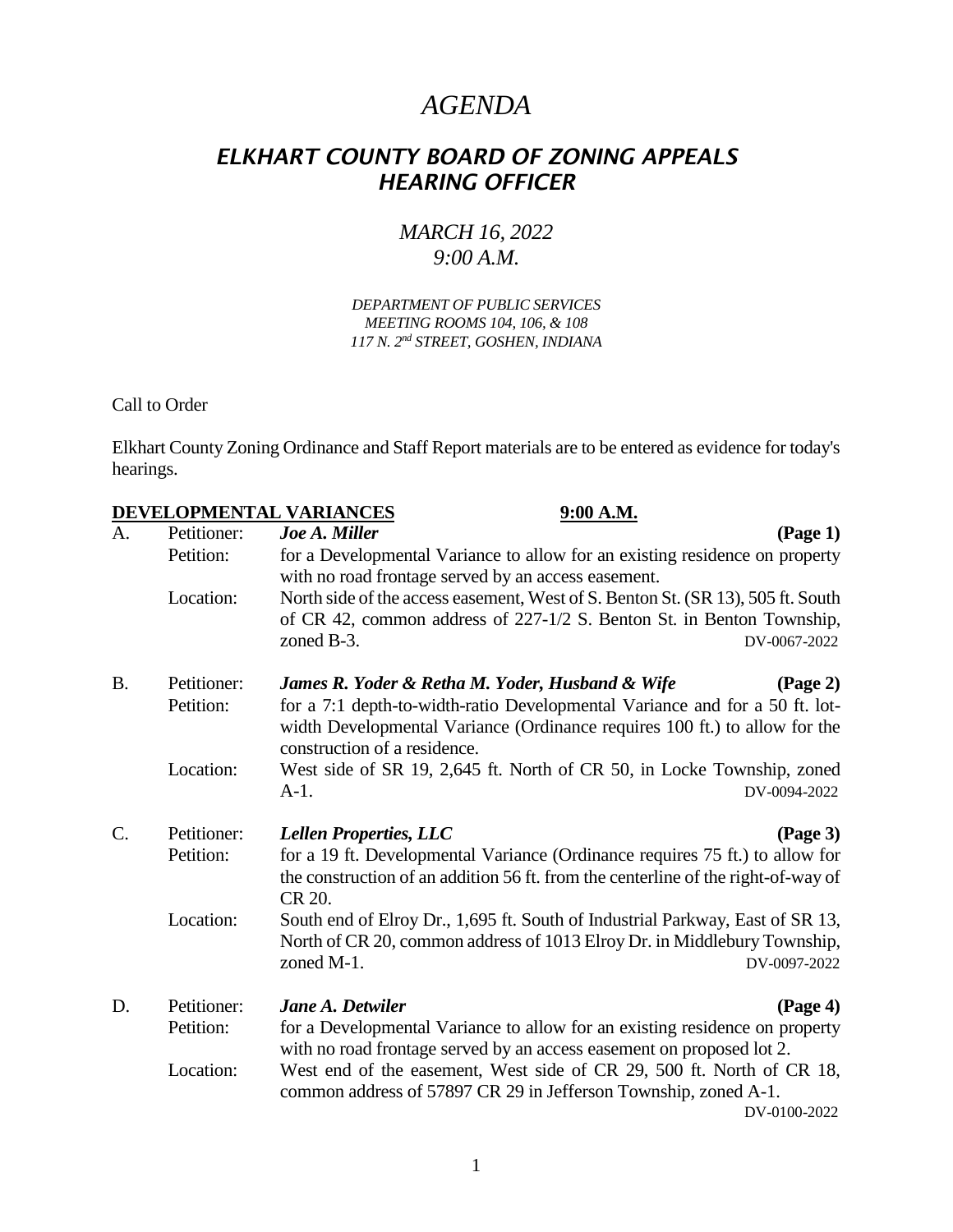# *AGENDA*

## *ELKHART COUNTY BOARD OF ZONING APPEALS HEARING OFFICER*

*MARCH 16, 2022*
*9:00 A.M.*

*DEPARTMENT OF PUBLIC SERVICES*
*MEETING ROOMS 104, 106, & 108*
*117 N. 2nd STREET, GOSHEN, INDIANA*

Call to Order

Elkhart County Zoning Ordinance and Staff Report materials are to be entered as evidence for today's hearings.

**DEVELOPMENTAL VARIANCES** **9:00 A.M.**

A. Petitioner: ***Joe A. Miller*** **(Page 1)**
Petition: for a Developmental Variance to allow for an existing residence on property with no road frontage served by an access easement.
Location: North side of the access easement, West of S. Benton St. (SR 13), 505 ft. South of CR 42, common address of 227-1/2 S. Benton St. in Benton Township, zoned B-3. DV-0067-2022

B. Petitioner: ***James R. Yoder & Retha M. Yoder, Husband & Wife*** **(Page 2)**
Petition: for a 7:1 depth-to-width-ratio Developmental Variance and for a 50 ft. lot-width Developmental Variance (Ordinance requires 100 ft.) to allow for the construction of a residence.
Location: West side of SR 19, 2,645 ft. North of CR 50, in Locke Township, zoned A-1. DV-0094-2022

C. Petitioner: ***Lellen Properties, LLC*** **(Page 3)**
Petition: for a 19 ft. Developmental Variance (Ordinance requires 75 ft.) to allow for the construction of an addition 56 ft. from the centerline of the right-of-way of CR 20.
Location: South end of Elroy Dr., 1,695 ft. South of Industrial Parkway, East of SR 13, North of CR 20, common address of 1013 Elroy Dr. in Middlebury Township, zoned M-1. DV-0097-2022

D. Petitioner: ***Jane A. Detwiler*** **(Page 4)**
Petition: for a Developmental Variance to allow for an existing residence on property with no road frontage served by an access easement on proposed lot 2.
Location: West end of the easement, West side of CR 29, 500 ft. North of CR 18, common address of 57897 CR 29 in Jefferson Township, zoned A-1. DV-0100-2022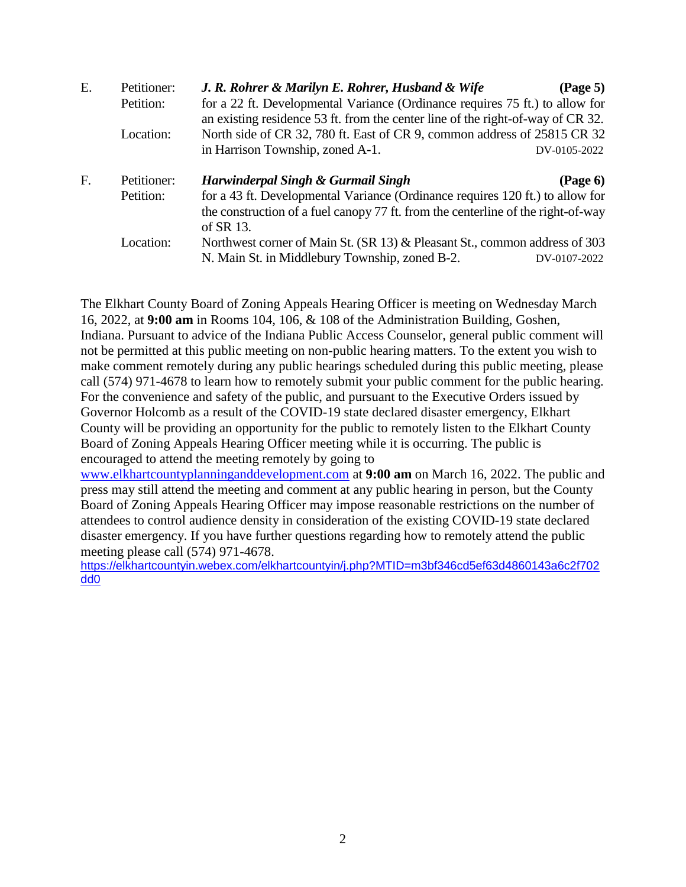E. Petitioner: ***J. R. Rohrer & Marilyn E. Rohrer, Husband & Wife*** **(Page 5)**

Petition: for a 22 ft. Developmental Variance (Ordinance requires 75 ft.) to allow for an existing residence 53 ft. from the center line of the right-of-way of CR 32.

Location: North side of CR 32, 780 ft. East of CR 9, common address of 25815 CR 32 in Harrison Township, zoned A-1. DV-0105-2022

F. Petitioner: ***Harwinderpal Singh & Gurmail Singh*** **(Page 6)**

Petition: for a 43 ft. Developmental Variance (Ordinance requires 120 ft.) to allow for the construction of a fuel canopy 77 ft. from the centerline of the right-of-way of SR 13.

Location: Northwest corner of Main St. (SR 13) & Pleasant St., common address of 303 N. Main St. in Middlebury Township, zoned B-2. DV-0107-2022

The Elkhart County Board of Zoning Appeals Hearing Officer is meeting on Wednesday March 16, 2022, at **9:00 am** in Rooms 104, 106, & 108 of the Administration Building, Goshen, Indiana. Pursuant to advice of the Indiana Public Access Counselor, general public comment will not be permitted at this public meeting on non-public hearing matters. To the extent you wish to make comment remotely during any public hearings scheduled during this public meeting, please call (574) 971-4678 to learn how to remotely submit your public comment for the public hearing. For the convenience and safety of the public, and pursuant to the Executive Orders issued by Governor Holcomb as a result of the COVID-19 state declared disaster emergency, Elkhart County will be providing an opportunity for the public to remotely listen to the Elkhart County Board of Zoning Appeals Hearing Officer meeting while it is occurring. The public is encouraged to attend the meeting remotely by going to www.elkhartcountyplanninganddevelopment.com at **9:00 am** on March 16, 2022. The public and press may still attend the meeting and comment at any public hearing in person, but the County Board of Zoning Appeals Hearing Officer may impose reasonable restrictions on the number of attendees to control audience density in consideration of the existing COVID-19 state declared disaster emergency. If you have further questions regarding how to remotely attend the public meeting please call (574) 971-4678.

https://elkhartcountyin.webex.com/elkhartcountyin/j.php?MTID=m3bf346cd5ef63d4860143a6c2f702dd0